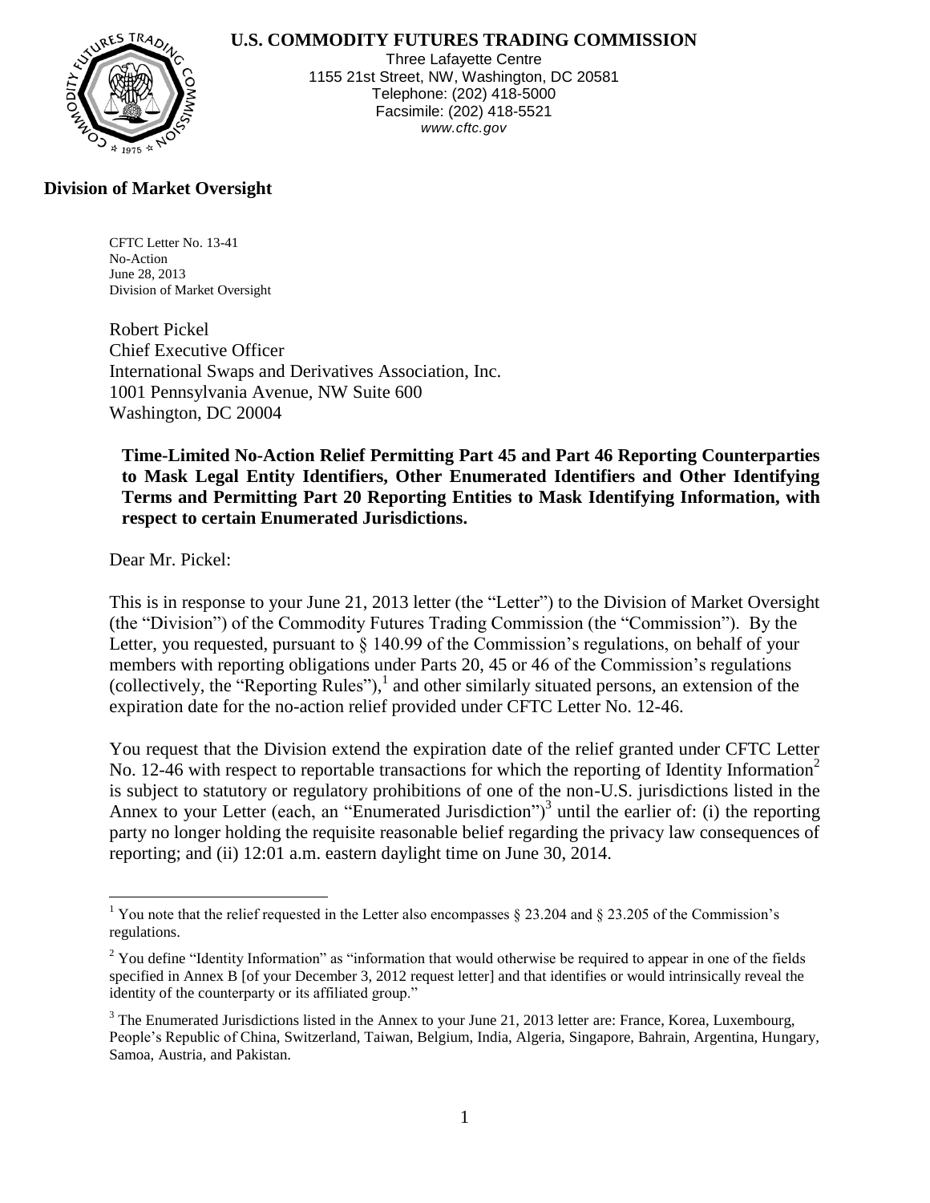**U.S. COMMODITY FUTURES TRADING COMMISSION**

Three Lafayette Centre
1155 21st Street, NW, Washington, DC 20581
Telephone: (202) 418-5000
Facsimile: (202) 418-5521
*www.cftc.gov*

**Division of Market Oversight**

CFTC Letter No. 13-41
No-Action
June 28, 2013
Division of Market Oversight

Robert Pickel
Chief Executive Officer
International Swaps and Derivatives Association, Inc.
1001 Pennsylvania Avenue, NW Suite 600
Washington, DC 20004

**Time-Limited No-Action Relief Permitting Part 45 and Part 46 Reporting Counterparties to Mask Legal Entity Identifiers, Other Enumerated Identifiers and Other Identifying Terms and Permitting Part 20 Reporting Entities to Mask Identifying Information, with respect to certain Enumerated Jurisdictions.**

Dear Mr. Pickel:

This is in response to your June 21, 2013 letter (the "Letter") to the Division of Market Oversight (the "Division") of the Commodity Futures Trading Commission (the "Commission"). By the Letter, you requested, pursuant to § 140.99 of the Commission's regulations, on behalf of your members with reporting obligations under Parts 20, 45 or 46 of the Commission's regulations (collectively, the "Reporting Rules"),[1] and other similarly situated persons, an extension of the expiration date for the no-action relief provided under CFTC Letter No. 12-46.

You request that the Division extend the expiration date of the relief granted under CFTC Letter No. 12-46 with respect to reportable transactions for which the reporting of Identity Information[2] is subject to statutory or regulatory prohibitions of one of the non-U.S. jurisdictions listed in the Annex to your Letter (each, an "Enumerated Jurisdiction")[3] until the earlier of: (i) the reporting party no longer holding the requisite reasonable belief regarding the privacy law consequences of reporting; and (ii) 12:01 a.m. eastern daylight time on June 30, 2014.

[1] You note that the relief requested in the Letter also encompasses § 23.204 and § 23.205 of the Commission's regulations.

[2] You define "Identity Information" as "information that would otherwise be required to appear in one of the fields specified in Annex B [of your December 3, 2012 request letter] and that identifies or would intrinsically reveal the identity of the counterparty or its affiliated group."

[3] The Enumerated Jurisdictions listed in the Annex to your June 21, 2013 letter are: France, Korea, Luxembourg, People's Republic of China, Switzerland, Taiwan, Belgium, India, Algeria, Singapore, Bahrain, Argentina, Hungary, Samoa, Austria, and Pakistan.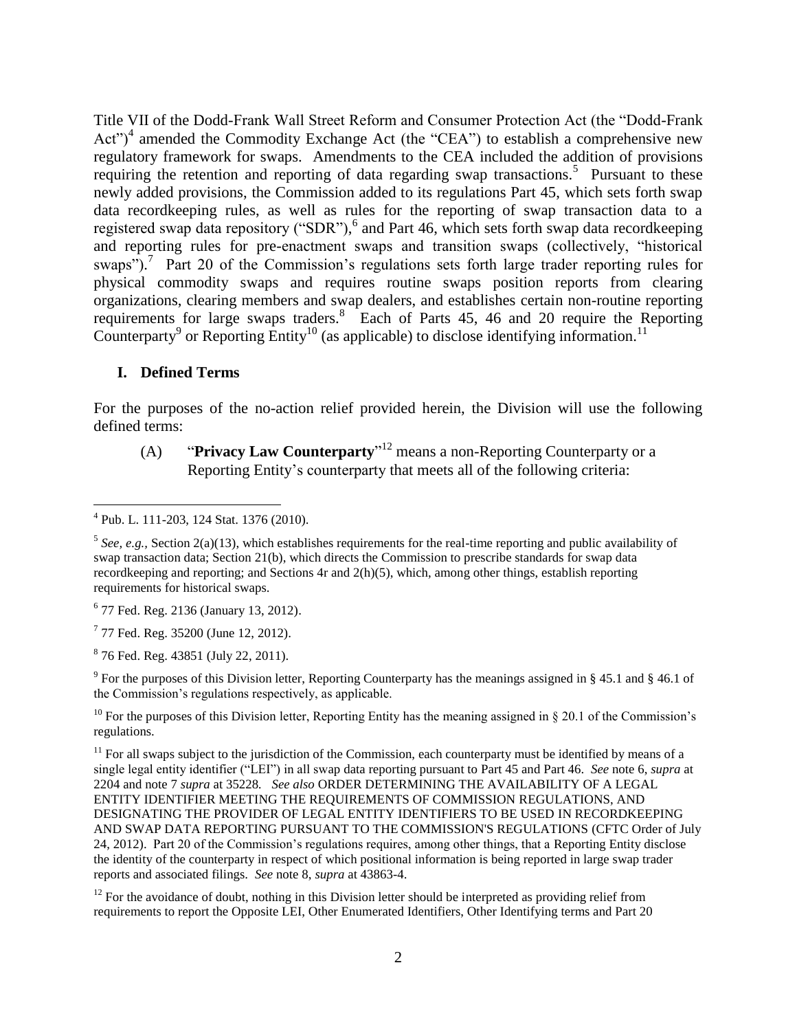Title VII of the Dodd-Frank Wall Street Reform and Consumer Protection Act (the "Dodd-Frank Act")[4] amended the Commodity Exchange Act (the "CEA") to establish a comprehensive new regulatory framework for swaps. Amendments to the CEA included the addition of provisions requiring the retention and reporting of data regarding swap transactions.[5] Pursuant to these newly added provisions, the Commission added to its regulations Part 45, which sets forth swap data recordkeeping rules, as well as rules for the reporting of swap transaction data to a registered swap data repository ("SDR"),[6] and Part 46, which sets forth swap data recordkeeping and reporting rules for pre-enactment swaps and transition swaps (collectively, "historical swaps").[7] Part 20 of the Commission's regulations sets forth large trader reporting rules for physical commodity swaps and requires routine swaps position reports from clearing organizations, clearing members and swap dealers, and establishes certain non-routine reporting requirements for large swaps traders.[8] Each of Parts 45, 46 and 20 require the Reporting Counterparty[9] or Reporting Entity[10] (as applicable) to disclose identifying information.[11]

## I. Defined Terms

For the purposes of the no-action relief provided herein, the Division will use the following defined terms:

(A) "**Privacy Law Counterparty**"[12] means a non-Reporting Counterparty or a Reporting Entity's counterparty that meets all of the following criteria:

---

[4] Pub. L. 111-203, 124 Stat. 1376 (2010).

[5] *See, e.g.*, Section 2(a)(13), which establishes requirements for the real-time reporting and public availability of swap transaction data; Section 21(b), which directs the Commission to prescribe standards for swap data recordkeeping and reporting; and Sections 4r and 2(h)(5), which, among other things, establish reporting requirements for historical swaps.

[6] 77 Fed. Reg. 2136 (January 13, 2012).

[7] 77 Fed. Reg. 35200 (June 12, 2012).

[8] 76 Fed. Reg. 43851 (July 22, 2011).

[9] For the purposes of this Division letter, Reporting Counterparty has the meanings assigned in § 45.1 and § 46.1 of the Commission's regulations respectively, as applicable.

[10] For the purposes of this Division letter, Reporting Entity has the meaning assigned in § 20.1 of the Commission's regulations.

[11] For all swaps subject to the jurisdiction of the Commission, each counterparty must be identified by means of a single legal entity identifier ("LEI") in all swap data reporting pursuant to Part 45 and Part 46. *See* note 6, *supra* at 2204 and note 7 *supra* at 35228. *See also* ORDER DETERMINING THE AVAILABILITY OF A LEGAL ENTITY IDENTIFIER MEETING THE REQUIREMENTS OF COMMISSION REGULATIONS, AND DESIGNATING THE PROVIDER OF LEGAL ENTITY IDENTIFIERS TO BE USED IN RECORDKEEPING AND SWAP DATA REPORTING PURSUANT TO THE COMMISSION'S REGULATIONS (CFTC Order of July 24, 2012). Part 20 of the Commission's regulations requires, among other things, that a Reporting Entity disclose the identity of the counterparty in respect of which positional information is being reported in large swap trader reports and associated filings. *See* note 8, *supra* at 43863-4.

[12] For the avoidance of doubt, nothing in this Division letter should be interpreted as providing relief from requirements to report the Opposite LEI, Other Enumerated Identifiers, Other Identifying terms and Part 20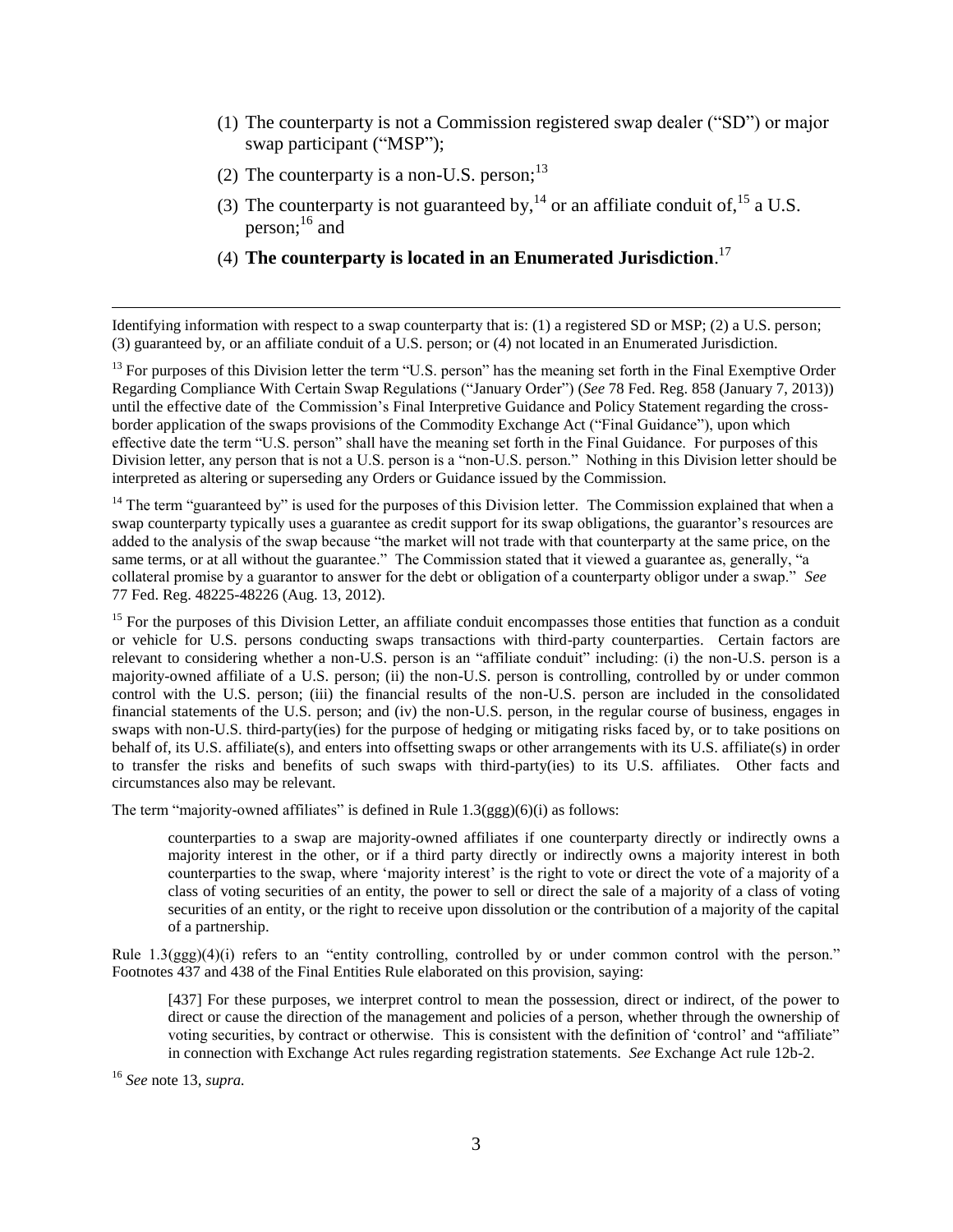(1) The counterparty is not a Commission registered swap dealer ("SD") or major swap participant ("MSP");

(2) The counterparty is a non-U.S. person;[13]

(3) The counterparty is not guaranteed by,[14] or an affiliate conduit of,[15] a U.S. person;[16] and

(4) **The counterparty is located in an Enumerated Jurisdiction**.[17]

---

Identifying information with respect to a swap counterparty that is: (1) a registered SD or MSP; (2) a U.S. person; (3) guaranteed by, or an affiliate conduit of a U.S. person; or (4) not located in an Enumerated Jurisdiction.

[13] For purposes of this Division letter the term "U.S. person" has the meaning set forth in the Final Exemptive Order Regarding Compliance With Certain Swap Regulations ("January Order") (*See* 78 Fed. Reg. 858 (January 7, 2013)) until the effective date of the Commission's Final Interpretive Guidance and Policy Statement regarding the cross-border application of the swaps provisions of the Commodity Exchange Act ("Final Guidance"), upon which effective date the term "U.S. person" shall have the meaning set forth in the Final Guidance. For purposes of this Division letter, any person that is not a U.S. person is a "non-U.S. person." Nothing in this Division letter should be interpreted as altering or superseding any Orders or Guidance issued by the Commission.

[14] The term "guaranteed by" is used for the purposes of this Division letter. The Commission explained that when a swap counterparty typically uses a guarantee as credit support for its swap obligations, the guarantor's resources are added to the analysis of the swap because "the market will not trade with that counterparty at the same price, on the same terms, or at all without the guarantee." The Commission stated that it viewed a guarantee as, generally, "a collateral promise by a guarantor to answer for the debt or obligation of a counterparty obligor under a swap." *See* 77 Fed. Reg. 48225-48226 (Aug. 13, 2012).

[15] For the purposes of this Division Letter, an affiliate conduit encompasses those entities that function as a conduit or vehicle for U.S. persons conducting swaps transactions with third-party counterparties. Certain factors are relevant to considering whether a non-U.S. person is an "affiliate conduit" including: (i) the non-U.S. person is a majority-owned affiliate of a U.S. person; (ii) the non-U.S. person is controlling, controlled by or under common control with the U.S. person; (iii) the financial results of the non-U.S. person are included in the consolidated financial statements of the U.S. person; and (iv) the non-U.S. person, in the regular course of business, engages in swaps with non-U.S. third-party(ies) for the purpose of hedging or mitigating risks faced by, or to take positions on behalf of, its U.S. affiliate(s), and enters into offsetting swaps or other arrangements with its U.S. affiliate(s) in order to transfer the risks and benefits of such swaps with third-party(ies) to its U.S. affiliates. Other facts and circumstances also may be relevant.

The term "majority-owned affiliates" is defined in Rule 1.3(ggg)(6)(i) as follows:

> counterparties to a swap are majority-owned affiliates if one counterparty directly or indirectly owns a majority interest in the other, or if a third party directly or indirectly owns a majority interest in both counterparties to the swap, where 'majority interest' is the right to vote or direct the vote of a majority of a class of voting securities of an entity, the power to sell or direct the sale of a majority of a class of voting securities of an entity, or the right to receive upon dissolution or the contribution of a majority of the capital of a partnership.

Rule 1.3(ggg)(4)(i) refers to an "entity controlling, controlled by or under common control with the person." Footnotes 437 and 438 of the Final Entities Rule elaborated on this provision, saying:

> [437] For these purposes, we interpret control to mean the possession, direct or indirect, of the power to direct or cause the direction of the management and policies of a person, whether through the ownership of voting securities, by contract or otherwise. This is consistent with the definition of 'control' and "affiliate" in connection with Exchange Act rules regarding registration statements. *See* Exchange Act rule 12b-2.

[16] *See* note 13, *supra.*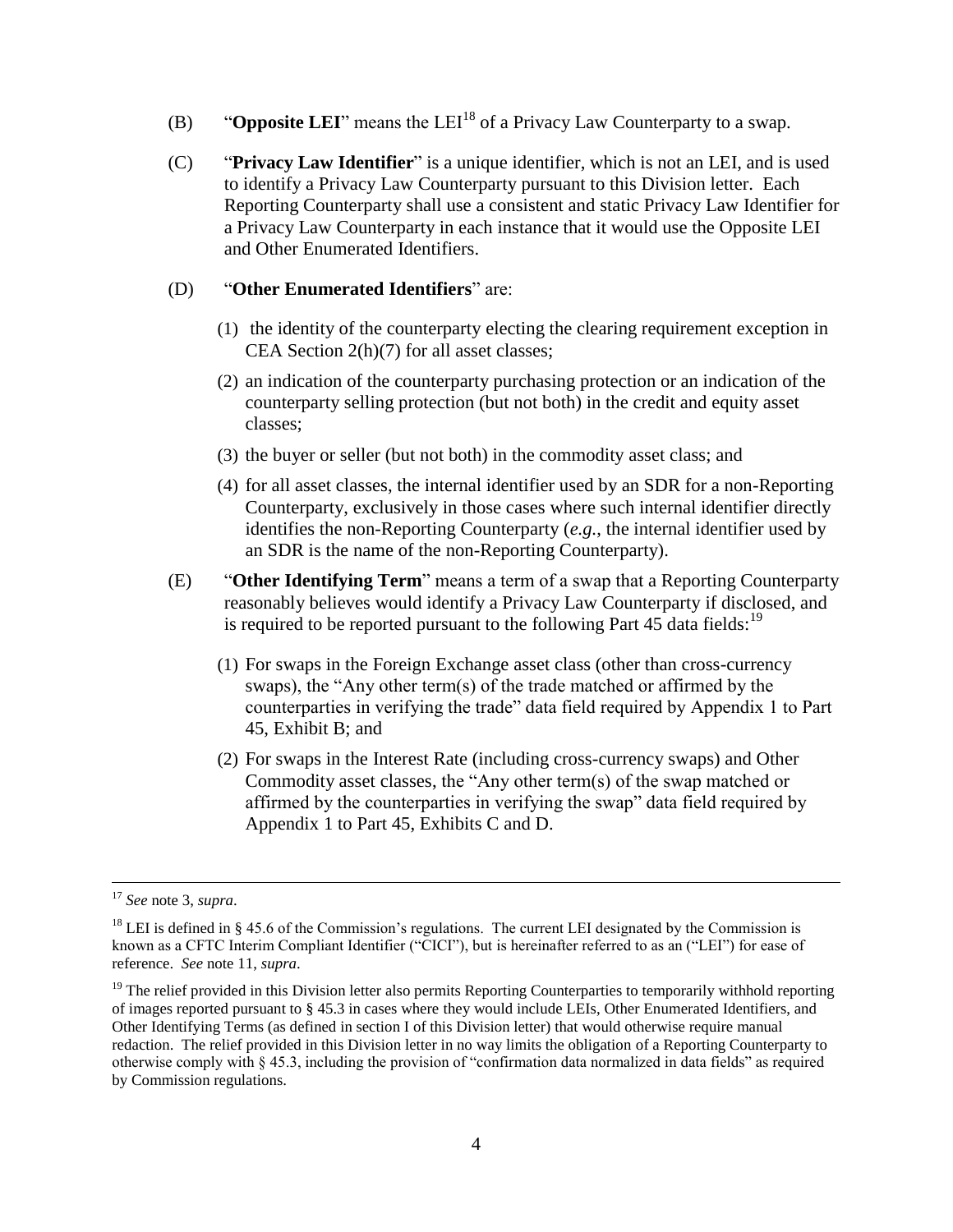(B) "**Opposite LEI**" means the LEI[18] of a Privacy Law Counterparty to a swap.

(C) "**Privacy Law Identifier**" is a unique identifier, which is not an LEI, and is used to identify a Privacy Law Counterparty pursuant to this Division letter. Each Reporting Counterparty shall use a consistent and static Privacy Law Identifier for a Privacy Law Counterparty in each instance that it would use the Opposite LEI and Other Enumerated Identifiers.

(D) "**Other Enumerated Identifiers**" are:

(1) the identity of the counterparty electing the clearing requirement exception in CEA Section 2(h)(7) for all asset classes;

(2) an indication of the counterparty purchasing protection or an indication of the counterparty selling protection (but not both) in the credit and equity asset classes;

(3) the buyer or seller (but not both) in the commodity asset class; and

(4) for all asset classes, the internal identifier used by an SDR for a non-Reporting Counterparty, exclusively in those cases where such internal identifier directly identifies the non-Reporting Counterparty (*e.g.*, the internal identifier used by an SDR is the name of the non-Reporting Counterparty).

(E) "**Other Identifying Term**" means a term of a swap that a Reporting Counterparty reasonably believes would identify a Privacy Law Counterparty if disclosed, and is required to be reported pursuant to the following Part 45 data fields:[19]

(1) For swaps in the Foreign Exchange asset class (other than cross-currency swaps), the "Any other term(s) of the trade matched or affirmed by the counterparties in verifying the trade" data field required by Appendix 1 to Part 45, Exhibit B; and

(2) For swaps in the Interest Rate (including cross-currency swaps) and Other Commodity asset classes, the "Any other term(s) of the swap matched or affirmed by the counterparties in verifying the swap" data field required by Appendix 1 to Part 45, Exhibits C and D.

---

[17] *See* note 3, *supra*.

[18] LEI is defined in § 45.6 of the Commission's regulations. The current LEI designated by the Commission is known as a CFTC Interim Compliant Identifier ("CICI"), but is hereinafter referred to as an ("LEI") for ease of reference. *See* note 11, *supra*.

[19] The relief provided in this Division letter also permits Reporting Counterparties to temporarily withhold reporting of images reported pursuant to § 45.3 in cases where they would include LEIs, Other Enumerated Identifiers, and Other Identifying Terms (as defined in section I of this Division letter) that would otherwise require manual redaction. The relief provided in this Division letter in no way limits the obligation of a Reporting Counterparty to otherwise comply with § 45.3, including the provision of "confirmation data normalized in data fields" as required by Commission regulations.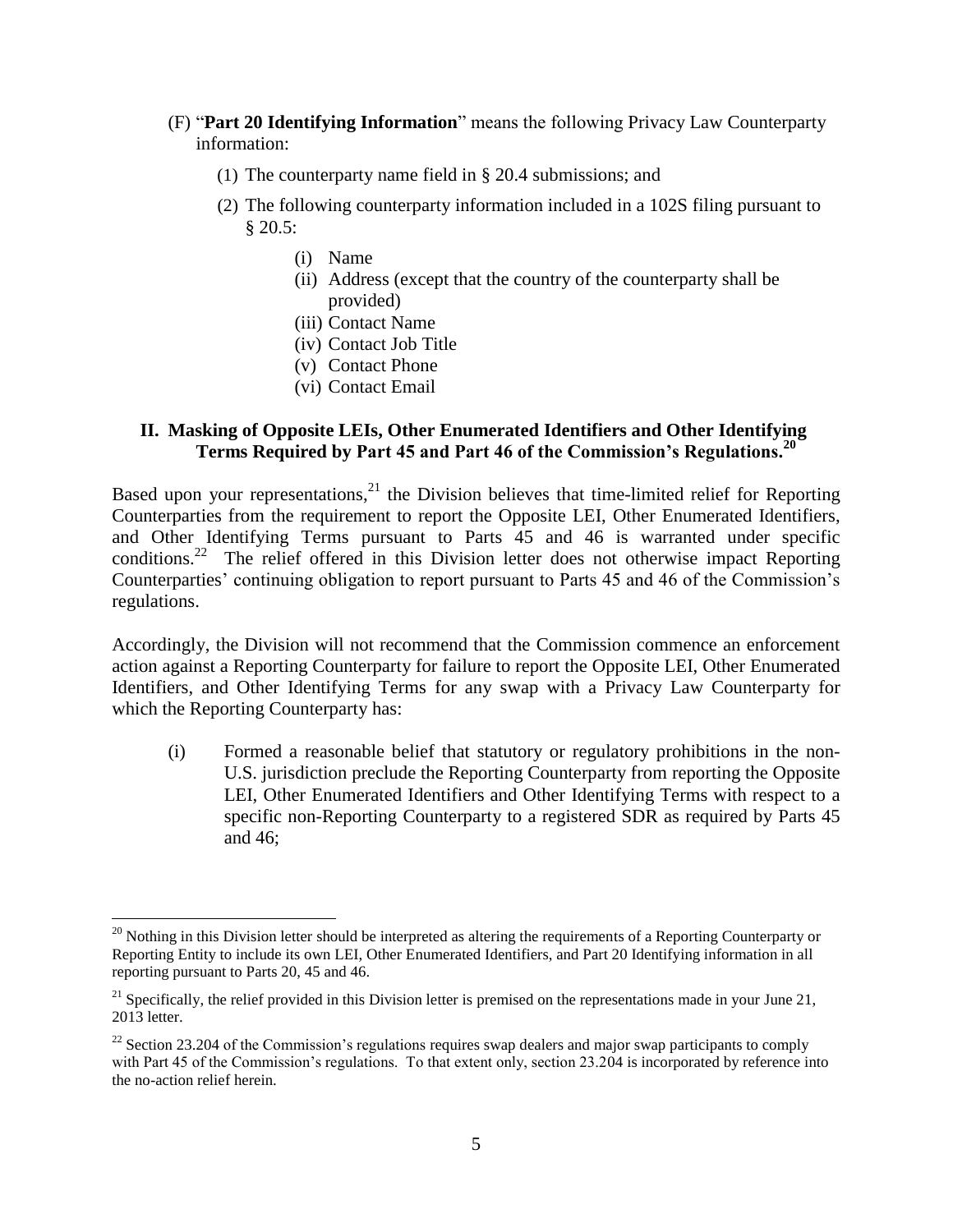(F) "**Part 20 Identifying Information**" means the following Privacy Law Counterparty information:

(1) The counterparty name field in § 20.4 submissions; and

(2) The following counterparty information included in a 102S filing pursuant to § 20.5:

(i) Name
(ii) Address (except that the country of the counterparty shall be provided)
(iii) Contact Name
(iv) Contact Job Title
(v) Contact Phone
(vi) Contact Email

## II. Masking of Opposite LEIs, Other Enumerated Identifiers and Other Identifying Terms Required by Part 45 and Part 46 of the Commission's Regulations.[20]

Based upon your representations,[21] the Division believes that time-limited relief for Reporting Counterparties from the requirement to report the Opposite LEI, Other Enumerated Identifiers, and Other Identifying Terms pursuant to Parts 45 and 46 is warranted under specific conditions.[22] The relief offered in this Division letter does not otherwise impact Reporting Counterparties' continuing obligation to report pursuant to Parts 45 and 46 of the Commission's regulations.

Accordingly, the Division will not recommend that the Commission commence an enforcement action against a Reporting Counterparty for failure to report the Opposite LEI, Other Enumerated Identifiers, and Other Identifying Terms for any swap with a Privacy Law Counterparty for which the Reporting Counterparty has:

(i) Formed a reasonable belief that statutory or regulatory prohibitions in the non-U.S. jurisdiction preclude the Reporting Counterparty from reporting the Opposite LEI, Other Enumerated Identifiers and Other Identifying Terms with respect to a specific non-Reporting Counterparty to a registered SDR as required by Parts 45 and 46;

---

[20] Nothing in this Division letter should be interpreted as altering the requirements of a Reporting Counterparty or Reporting Entity to include its own LEI, Other Enumerated Identifiers, and Part 20 Identifying information in all reporting pursuant to Parts 20, 45 and 46.

[21] Specifically, the relief provided in this Division letter is premised on the representations made in your June 21, 2013 letter.

[22] Section 23.204 of the Commission's regulations requires swap dealers and major swap participants to comply with Part 45 of the Commission's regulations. To that extent only, section 23.204 is incorporated by reference into the no-action relief herein.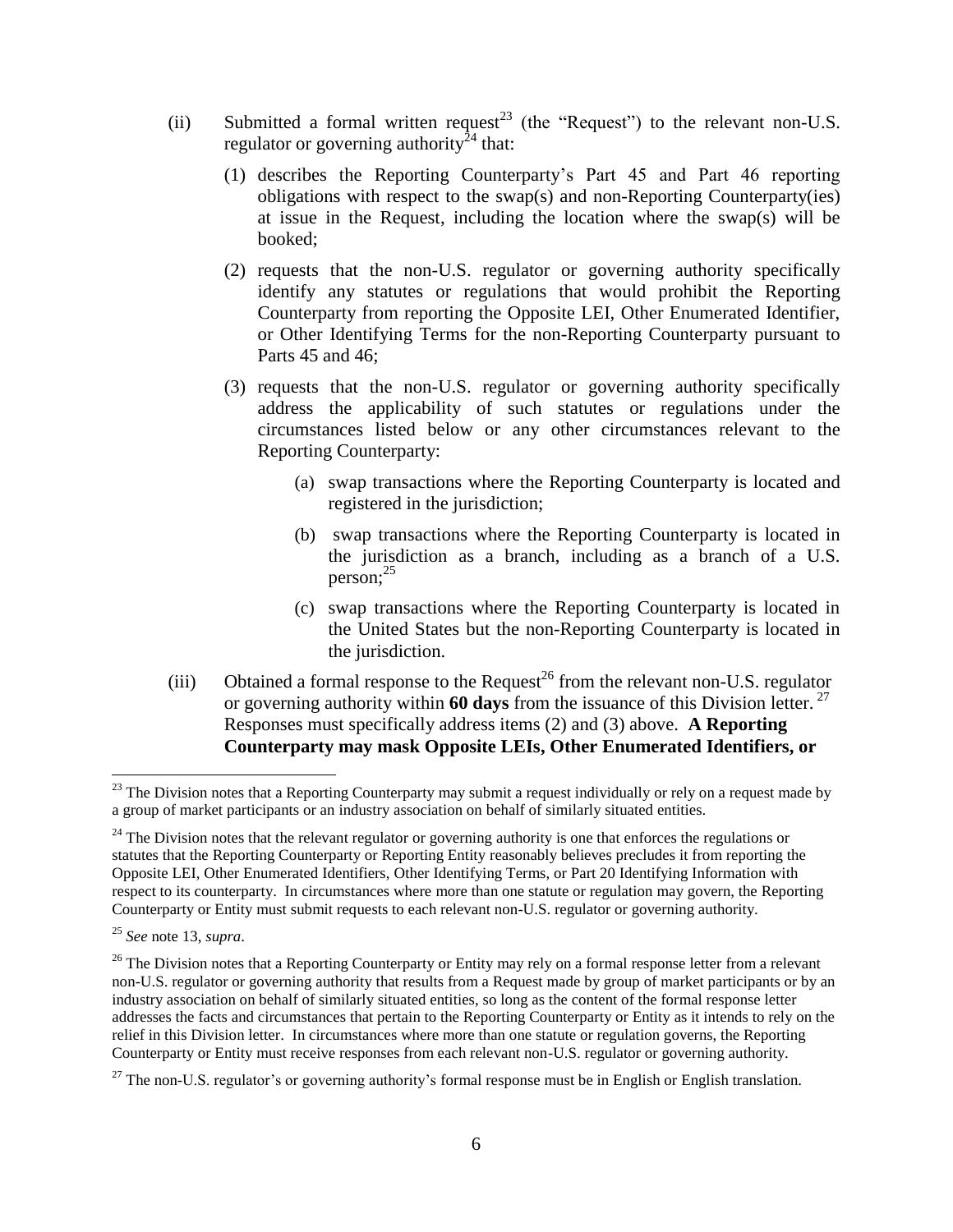(ii) Submitted a formal written request[23] (the "Request") to the relevant non-U.S. regulator or governing authority[24] that:

   (1) describes the Reporting Counterparty's Part 45 and Part 46 reporting obligations with respect to the swap(s) and non-Reporting Counterparty(ies) at issue in the Request, including the location where the swap(s) will be booked;

   (2) requests that the non-U.S. regulator or governing authority specifically identify any statutes or regulations that would prohibit the Reporting Counterparty from reporting the Opposite LEI, Other Enumerated Identifier, or Other Identifying Terms for the non-Reporting Counterparty pursuant to Parts 45 and 46;

   (3) requests that the non-U.S. regulator or governing authority specifically address the applicability of such statutes or regulations under the circumstances listed below or any other circumstances relevant to the Reporting Counterparty:

      (a) swap transactions where the Reporting Counterparty is located and registered in the jurisdiction;

      (b) swap transactions where the Reporting Counterparty is located in the jurisdiction as a branch, including as a branch of a U.S. person;[25]

      (c) swap transactions where the Reporting Counterparty is located in the United States but the non-Reporting Counterparty is located in the jurisdiction.

(iii) Obtained a formal response to the Request[26] from the relevant non-U.S. regulator or governing authority within **60 days** from the issuance of this Division letter.[27] Responses must specifically address items (2) and (3) above. **A Reporting Counterparty may mask Opposite LEIs, Other Enumerated Identifiers, or**

---

[23] The Division notes that a Reporting Counterparty may submit a request individually or rely on a request made by a group of market participants or an industry association on behalf of similarly situated entities.

[24] The Division notes that the relevant regulator or governing authority is one that enforces the regulations or statutes that the Reporting Counterparty or Reporting Entity reasonably believes precludes it from reporting the Opposite LEI, Other Enumerated Identifiers, Other Identifying Terms, or Part 20 Identifying Information with respect to its counterparty. In circumstances where more than one statute or regulation may govern, the Reporting Counterparty or Entity must submit requests to each relevant non-U.S. regulator or governing authority.

[25] *See* note 13, *supra*.

[26] The Division notes that a Reporting Counterparty or Entity may rely on a formal response letter from a relevant non-U.S. regulator or governing authority that results from a Request made by group of market participants or by an industry association on behalf of similarly situated entities, so long as the content of the formal response letter addresses the facts and circumstances that pertain to the Reporting Counterparty or Entity as it intends to rely on the relief in this Division letter. In circumstances where more than one statute or regulation governs, the Reporting Counterparty or Entity must receive responses from each relevant non-U.S. regulator or governing authority.

[27] The non-U.S. regulator's or governing authority's formal response must be in English or English translation.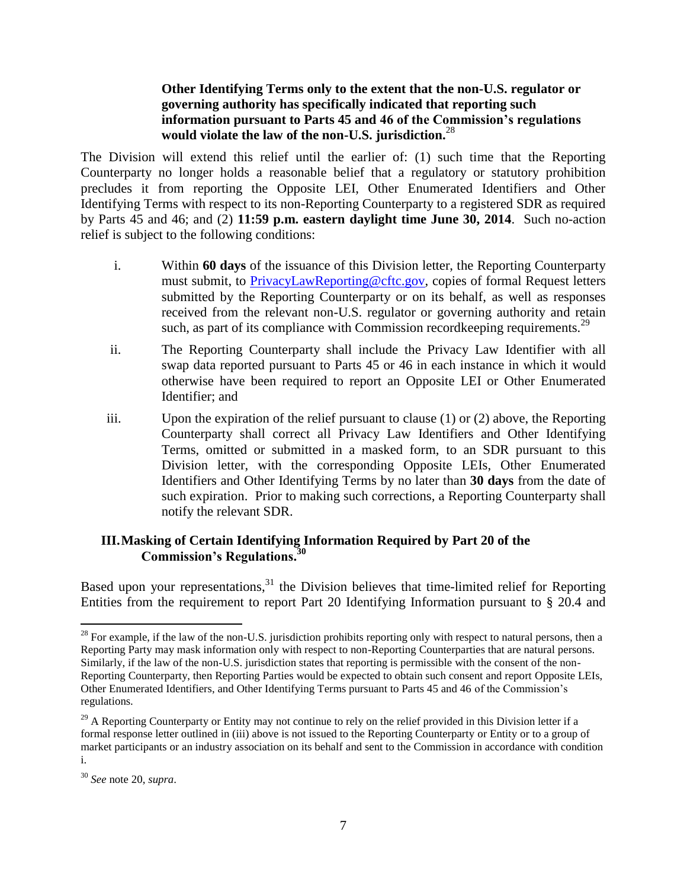**Other Identifying Terms only to the extent that the non-U.S. regulator or governing authority has specifically indicated that reporting such information pursuant to Parts 45 and 46 of the Commission's regulations would violate the law of the non-U.S. jurisdiction.**[28]

The Division will extend this relief until the earlier of: (1) such time that the Reporting Counterparty no longer holds a reasonable belief that a regulatory or statutory prohibition precludes it from reporting the Opposite LEI, Other Enumerated Identifiers and Other Identifying Terms with respect to its non-Reporting Counterparty to a registered SDR as required by Parts 45 and 46; and (2) **11:59 p.m. eastern daylight time June 30, 2014**. Such no-action relief is subject to the following conditions:

i. Within **60 days** of the issuance of this Division letter, the Reporting Counterparty must submit, to PrivacyLawReporting@cftc.gov, copies of formal Request letters submitted by the Reporting Counterparty or on its behalf, as well as responses received from the relevant non-U.S. regulator or governing authority and retain such, as part of its compliance with Commission recordkeeping requirements.[29]

ii. The Reporting Counterparty shall include the Privacy Law Identifier with all swap data reported pursuant to Parts 45 or 46 in each instance in which it would otherwise have been required to report an Opposite LEI or Other Enumerated Identifier; and

iii. Upon the expiration of the relief pursuant to clause (1) or (2) above, the Reporting Counterparty shall correct all Privacy Law Identifiers and Other Identifying Terms, omitted or submitted in a masked form, to an SDR pursuant to this Division letter, with the corresponding Opposite LEIs, Other Enumerated Identifiers and Other Identifying Terms by no later than **30 days** from the date of such expiration. Prior to making such corrections, a Reporting Counterparty shall notify the relevant SDR.

## III. Masking of Certain Identifying Information Required by Part 20 of the Commission's Regulations.[30]

Based upon your representations,[31] the Division believes that time-limited relief for Reporting Entities from the requirement to report Part 20 Identifying Information pursuant to § 20.4 and

---

[28] For example, if the law of the non-U.S. jurisdiction prohibits reporting only with respect to natural persons, then a Reporting Party may mask information only with respect to non-Reporting Counterparties that are natural persons. Similarly, if the law of the non-U.S. jurisdiction states that reporting is permissible with the consent of the non-Reporting Counterparty, then Reporting Parties would be expected to obtain such consent and report Opposite LEIs, Other Enumerated Identifiers, and Other Identifying Terms pursuant to Parts 45 and 46 of the Commission's regulations.

[29] A Reporting Counterparty or Entity may not continue to rely on the relief provided in this Division letter if a formal response letter outlined in (iii) above is not issued to the Reporting Counterparty or Entity or to a group of market participants or an industry association on its behalf and sent to the Commission in accordance with condition i.

[30] *See* note 20, *supra*.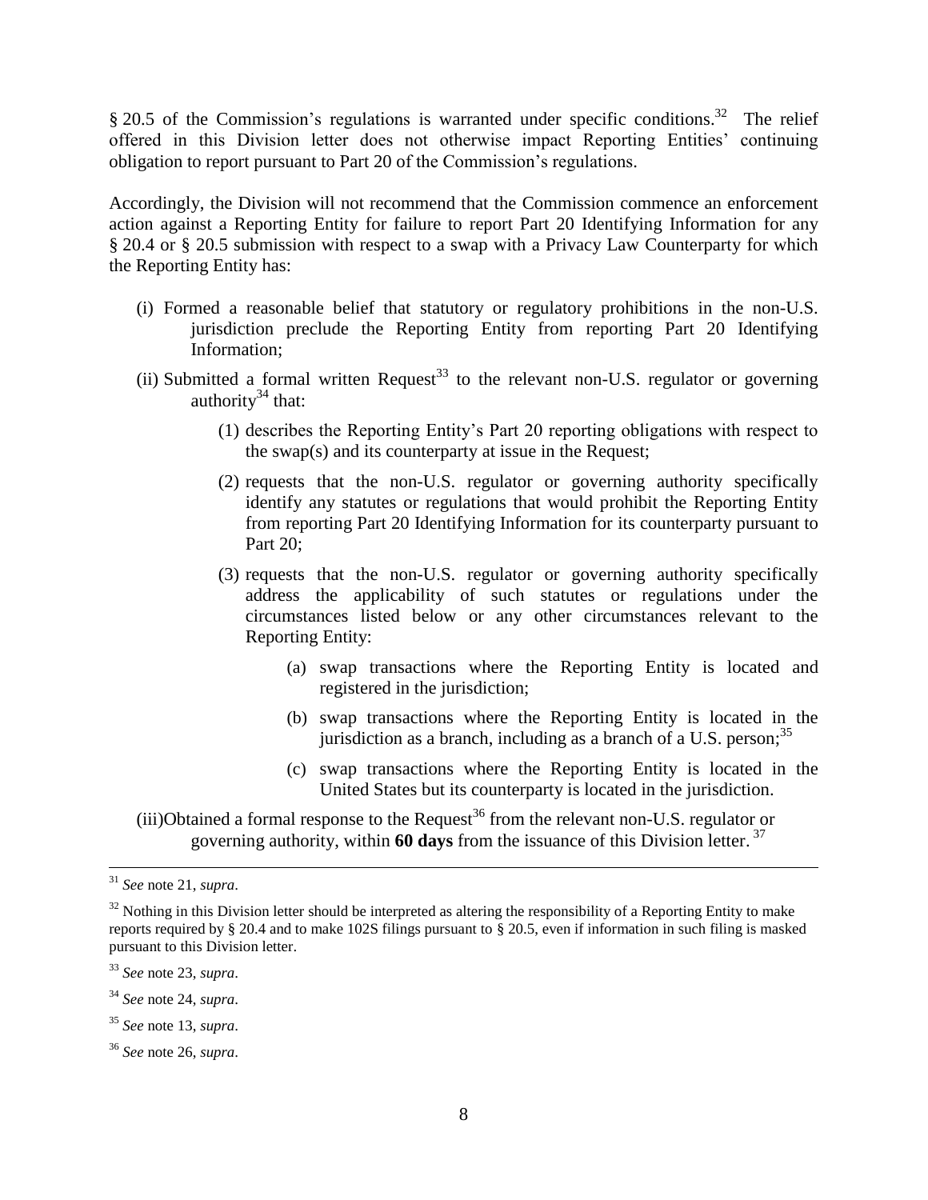§ 20.5 of the Commission's regulations is warranted under specific conditions.[32] The relief offered in this Division letter does not otherwise impact Reporting Entities' continuing obligation to report pursuant to Part 20 of the Commission's regulations.

Accordingly, the Division will not recommend that the Commission commence an enforcement action against a Reporting Entity for failure to report Part 20 Identifying Information for any § 20.4 or § 20.5 submission with respect to a swap with a Privacy Law Counterparty for which the Reporting Entity has:

(i) Formed a reasonable belief that statutory or regulatory prohibitions in the non-U.S. jurisdiction preclude the Reporting Entity from reporting Part 20 Identifying Information;

(ii) Submitted a formal written Request[33] to the relevant non-U.S. regulator or governing authority[34] that:

   (1) describes the Reporting Entity's Part 20 reporting obligations with respect to the swap(s) and its counterparty at issue in the Request;

   (2) requests that the non-U.S. regulator or governing authority specifically identify any statutes or regulations that would prohibit the Reporting Entity from reporting Part 20 Identifying Information for its counterparty pursuant to Part 20;

   (3) requests that the non-U.S. regulator or governing authority specifically address the applicability of such statutes or regulations under the circumstances listed below or any other circumstances relevant to the Reporting Entity:

      (a) swap transactions where the Reporting Entity is located and registered in the jurisdiction;

      (b) swap transactions where the Reporting Entity is located in the jurisdiction as a branch, including as a branch of a U.S. person;[35]

      (c) swap transactions where the Reporting Entity is located in the United States but its counterparty is located in the jurisdiction.

(iii) Obtained a formal response to the Request[36] from the relevant non-U.S. regulator or governing authority, within **60 days** from the issuance of this Division letter.[37]

---

[31] *See* note 21, *supra*.

[32] Nothing in this Division letter should be interpreted as altering the responsibility of a Reporting Entity to make reports required by § 20.4 and to make 102S filings pursuant to § 20.5, even if information in such filing is masked pursuant to this Division letter.

[33] *See* note 23, *supra*.

[34] *See* note 24, *supra*.

[35] *See* note 13, *supra*.

[36] *See* note 26, *supra*.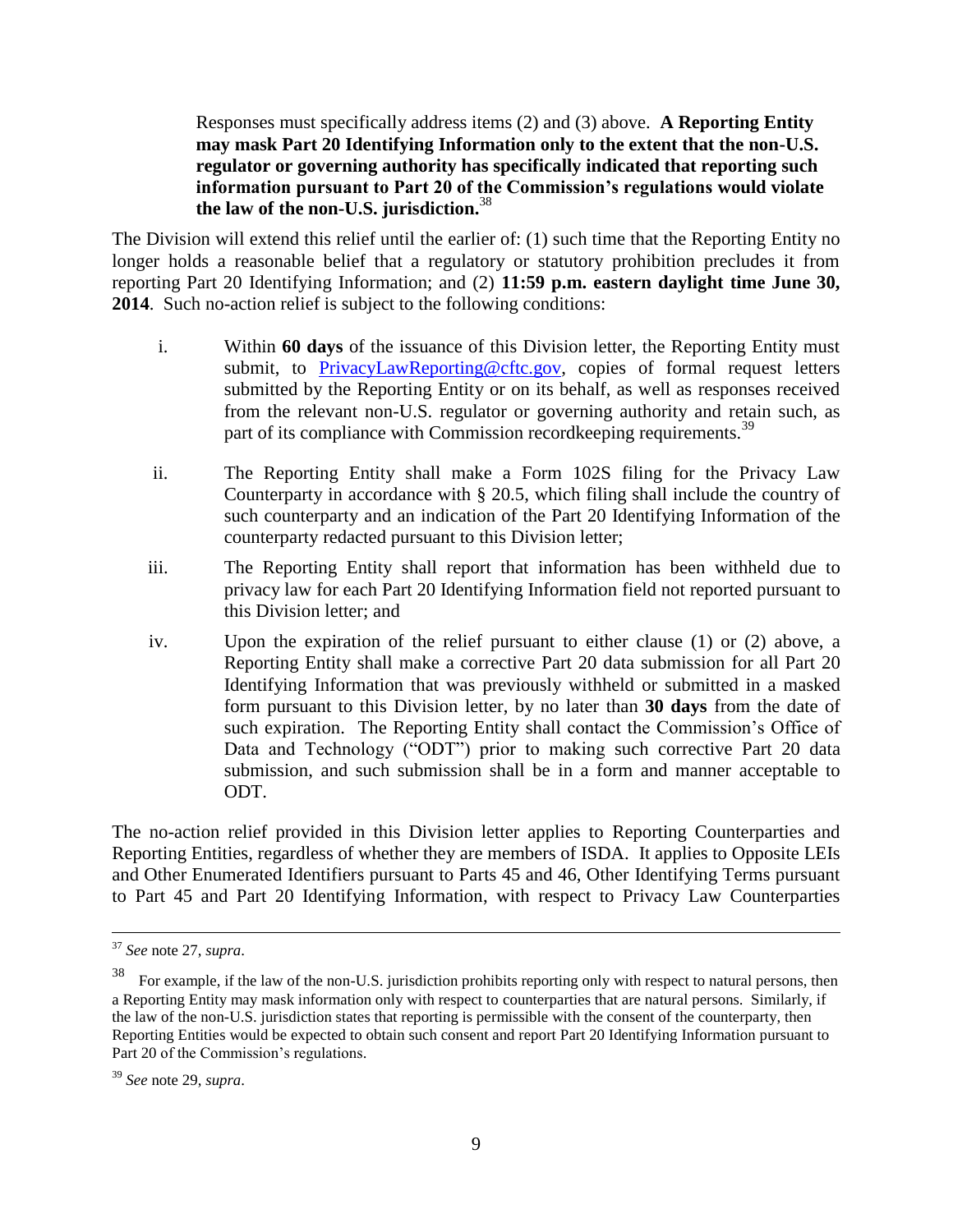Responses must specifically address items (2) and (3) above. **A Reporting Entity may mask Part 20 Identifying Information only to the extent that the non-U.S. regulator or governing authority has specifically indicated that reporting such information pursuant to Part 20 of the Commission's regulations would violate the law of the non-U.S. jurisdiction.**[38]

The Division will extend this relief until the earlier of: (1) such time that the Reporting Entity no longer holds a reasonable belief that a regulatory or statutory prohibition precludes it from reporting Part 20 Identifying Information; and (2) **11:59 p.m. eastern daylight time June 30, 2014**. Such no-action relief is subject to the following conditions:

i. Within **60 days** of the issuance of this Division letter, the Reporting Entity must submit, to PrivacyLawReporting@cftc.gov, copies of formal request letters submitted by the Reporting Entity or on its behalf, as well as responses received from the relevant non-U.S. regulator or governing authority and retain such, as part of its compliance with Commission recordkeeping requirements.[39]

ii. The Reporting Entity shall make a Form 102S filing for the Privacy Law Counterparty in accordance with § 20.5, which filing shall include the country of such counterparty and an indication of the Part 20 Identifying Information of the counterparty redacted pursuant to this Division letter;

iii. The Reporting Entity shall report that information has been withheld due to privacy law for each Part 20 Identifying Information field not reported pursuant to this Division letter; and

iv. Upon the expiration of the relief pursuant to either clause (1) or (2) above, a Reporting Entity shall make a corrective Part 20 data submission for all Part 20 Identifying Information that was previously withheld or submitted in a masked form pursuant to this Division letter, by no later than **30 days** from the date of such expiration. The Reporting Entity shall contact the Commission's Office of Data and Technology ("ODT") prior to making such corrective Part 20 data submission, and such submission shall be in a form and manner acceptable to ODT.

The no-action relief provided in this Division letter applies to Reporting Counterparties and Reporting Entities, regardless of whether they are members of ISDA. It applies to Opposite LEIs and Other Enumerated Identifiers pursuant to Parts 45 and 46, Other Identifying Terms pursuant to Part 45 and Part 20 Identifying Information, with respect to Privacy Law Counterparties

---

[37] *See* note 27, *supra*.

[38] For example, if the law of the non-U.S. jurisdiction prohibits reporting only with respect to natural persons, then a Reporting Entity may mask information only with respect to counterparties that are natural persons. Similarly, if the law of the non-U.S. jurisdiction states that reporting is permissible with the consent of the counterparty, then Reporting Entities would be expected to obtain such consent and report Part 20 Identifying Information pursuant to Part 20 of the Commission's regulations.

[39] *See* note 29, *supra*.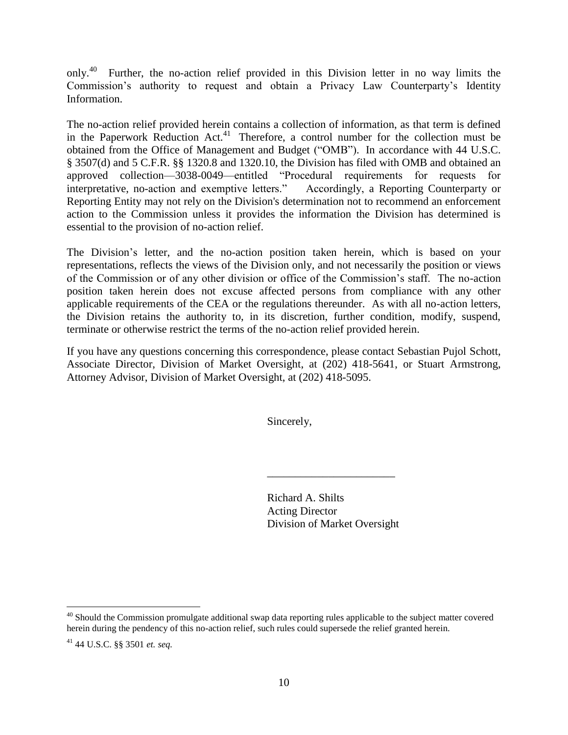only.[40] Further, the no-action relief provided in this Division letter in no way limits the Commission's authority to request and obtain a Privacy Law Counterparty's Identity Information.

The no-action relief provided herein contains a collection of information, as that term is defined in the Paperwork Reduction Act.[41] Therefore, a control number for the collection must be obtained from the Office of Management and Budget ("OMB"). In accordance with 44 U.S.C. § 3507(d) and 5 C.F.R. §§ 1320.8 and 1320.10, the Division has filed with OMB and obtained an approved collection—3038-0049—entitled "Procedural requirements for requests for interpretative, no-action and exemptive letters." Accordingly, a Reporting Counterparty or Reporting Entity may not rely on the Division's determination not to recommend an enforcement action to the Commission unless it provides the information the Division has determined is essential to the provision of no-action relief.

The Division's letter, and the no-action position taken herein, which is based on your representations, reflects the views of the Division only, and not necessarily the position or views of the Commission or of any other division or office of the Commission's staff. The no-action position taken herein does not excuse affected persons from compliance with any other applicable requirements of the CEA or the regulations thereunder. As with all no-action letters, the Division retains the authority to, in its discretion, further condition, modify, suspend, terminate or otherwise restrict the terms of the no-action relief provided herein.

If you have any questions concerning this correspondence, please contact Sebastian Pujol Schott, Associate Director, Division of Market Oversight, at (202) 418-5641, or Stuart Armstrong, Attorney Advisor, Division of Market Oversight, at (202) 418-5095.

Sincerely,

_______________________

Richard A. Shilts
Acting Director
Division of Market Oversight

---

[40] Should the Commission promulgate additional swap data reporting rules applicable to the subject matter covered herein during the pendency of this no-action relief, such rules could supersede the relief granted herein.

[41] 44 U.S.C. §§ 3501 *et. seq.*